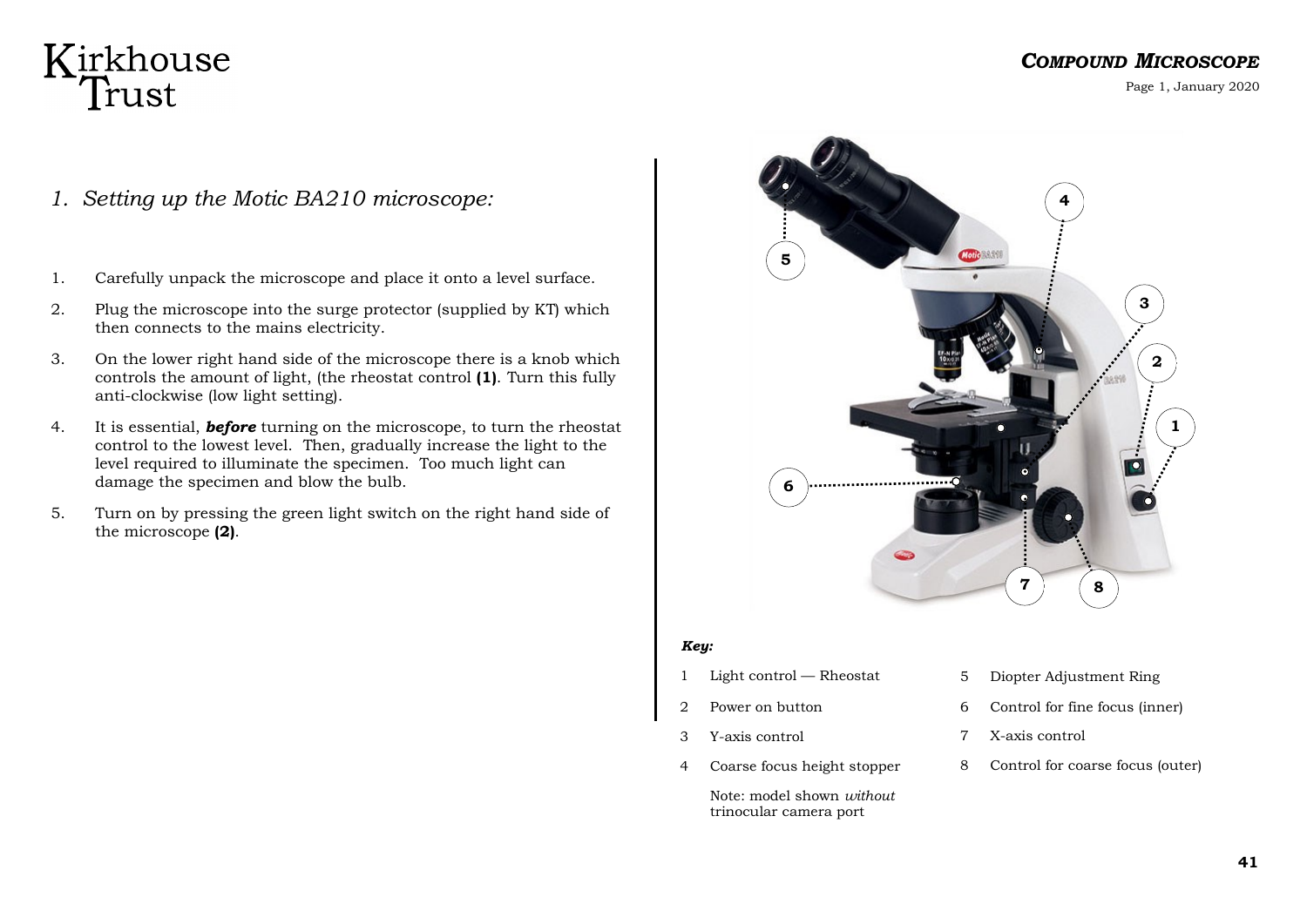# Kirkhouse Trust

## *COMPOUND MICROSCOPE*

### *1. Setting up the Motic BA210 microscope:*

1. Carefully unpack the microscope and place it onto a level surface.
2. Plug the microscope into the surge protector (supplied by KT) which then connects to the mains electricity.
3. On the lower right hand side of the microscope there is a knob which controls the amount of light, (the rheostat control **(1)**. Turn this fully anti-clockwise (low light setting).
4. It is essential, ***before*** turning on the microscope, to turn the rheostat control to the lowest level. Then, gradually increase the light to the level required to illuminate the specimen. Too much light can damage the specimen and blow the bulb.
5. Turn on by pressing the green light switch on the right hand side of the microscope **(2)**.

***Key:***

1. Light control — Rheostat
2. Power on button
3. Y-axis control
4. Coarse focus height stopper
5. Diopter Adjustment Ring
6. Control for fine focus (inner)
7. X-axis control
8. Control for coarse focus (outer)

Note: model shown *without* trinocular camera port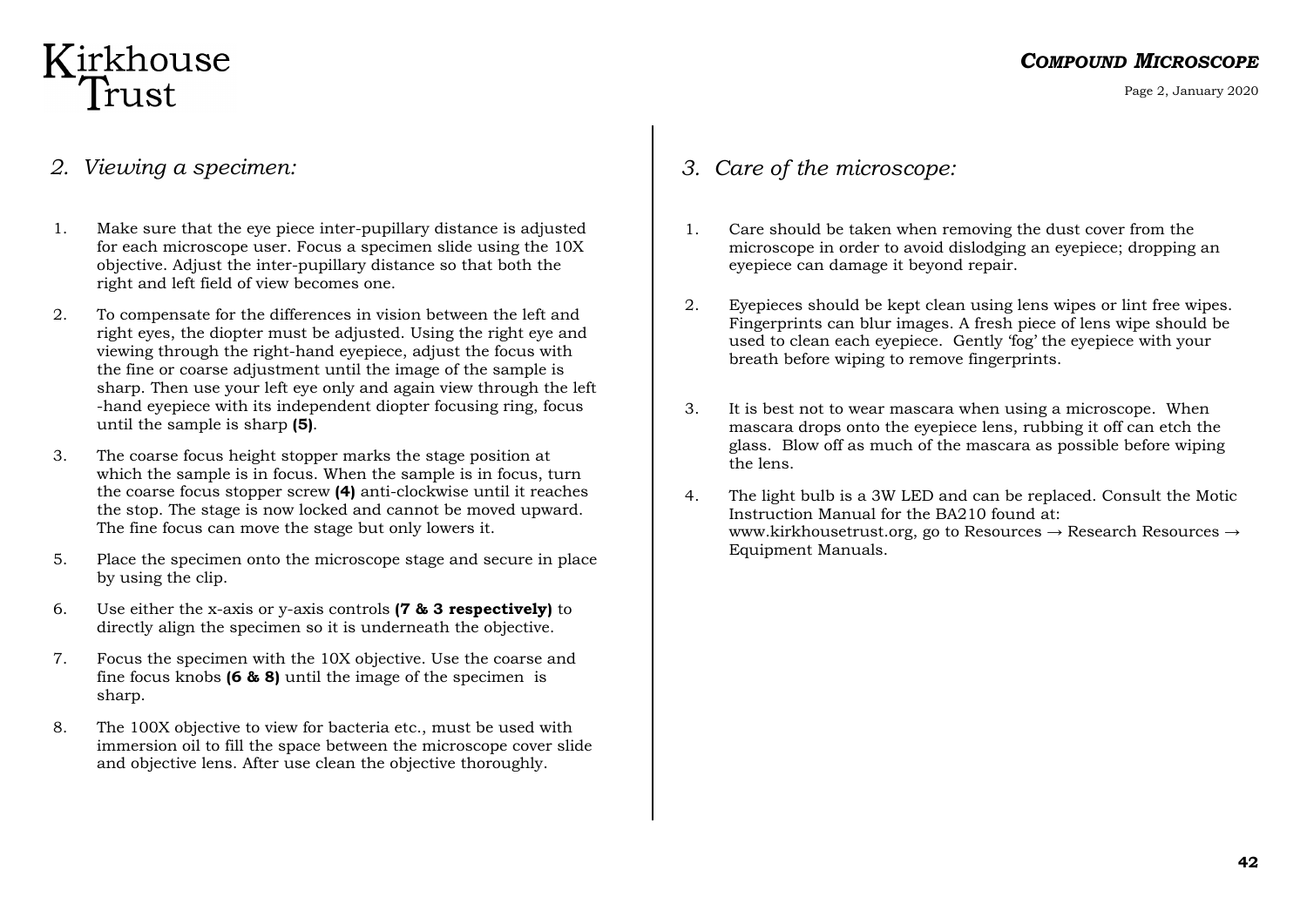## 2. Viewing a specimen:

1. Make sure that the eye piece inter-pupillary distance is adjusted for each microscope user. Focus a specimen slide using the 10X objective. Adjust the inter-pupillary distance so that both the right and left field of view becomes one.

2. To compensate for the differences in vision between the left and right eyes, the diopter must be adjusted. Using the right eye and viewing through the right-hand eyepiece, adjust the focus with the fine or coarse adjustment until the image of the sample is sharp. Then use your left eye only and again view through the left -hand eyepiece with its independent diopter focusing ring, focus until the sample is sharp **(5)**.

3. The coarse focus height stopper marks the stage position at which the sample is in focus. When the sample is in focus, turn the coarse focus stopper screw **(4)** anti-clockwise until it reaches the stop. The stage is now locked and cannot be moved upward. The fine focus can move the stage but only lowers it.

5. Place the specimen onto the microscope stage and secure in place by using the clip.

6. Use either the x-axis or y-axis controls **(7 & 3 respectively)** to directly align the specimen so it is underneath the objective.

7. Focus the specimen with the 10X objective. Use the coarse and fine focus knobs **(6 & 8)** until the image of the specimen is sharp.

8. The 100X objective to view for bacteria etc., must be used with immersion oil to fill the space between the microscope cover slide and objective lens. After use clean the objective thoroughly.

## 3. Care of the microscope:

1. Care should be taken when removing the dust cover from the microscope in order to avoid dislodging an eyepiece; dropping an eyepiece can damage it beyond repair.

2. Eyepieces should be kept clean using lens wipes or lint free wipes. Fingerprints can blur images. A fresh piece of lens wipe should be used to clean each eyepiece. Gently 'fog' the eyepiece with your breath before wiping to remove fingerprints.

3. It is best not to wear mascara when using a microscope. When mascara drops onto the eyepiece lens, rubbing it off can etch the glass. Blow off as much of the mascara as possible before wiping the lens.

4. The light bulb is a 3W LED and can be replaced. Consult the Motic Instruction Manual for the BA210 found at: www.kirkhousetrust.org, go to Resources → Research Resources → Equipment Manuals.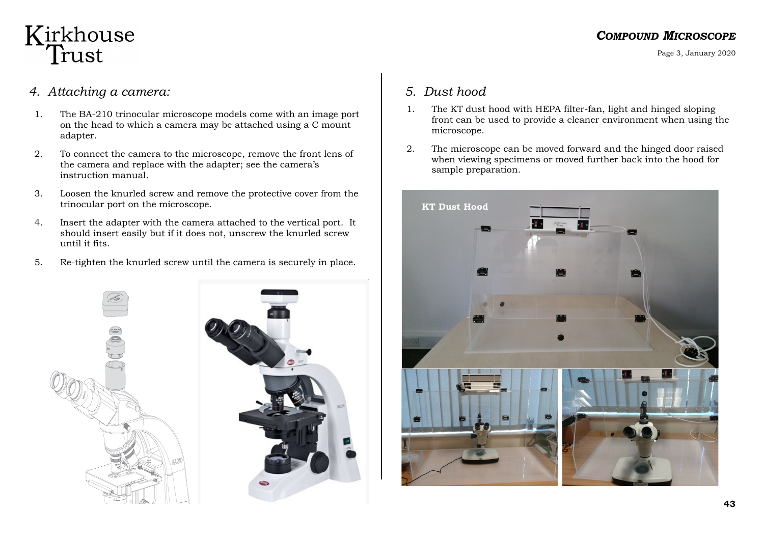## 4. Attaching a camera:

1. The BA-210 trinocular microscope models come with an image port on the head to which a camera may be attached using a C mount adapter.
2. To connect the camera to the microscope, remove the front lens of the camera and replace with the adapter; see the camera's instruction manual.
3. Loosen the knurled screw and remove the protective cover from the trinocular port on the microscope.
4. Insert the adapter with the camera attached to the vertical port. It should insert easily but if it does not, unscrew the knurled screw until it fits.
5. Re-tighten the knurled screw until the camera is securely in place.

## 5. Dust hood

1. The KT dust hood with HEPA filter-fan, light and hinged sloping front can be used to provide a cleaner environment when using the microscope.
2. The microscope can be moved forward and the hinged door raised when viewing specimens or moved further back into the hood for sample preparation.

**KT Dust Hood**